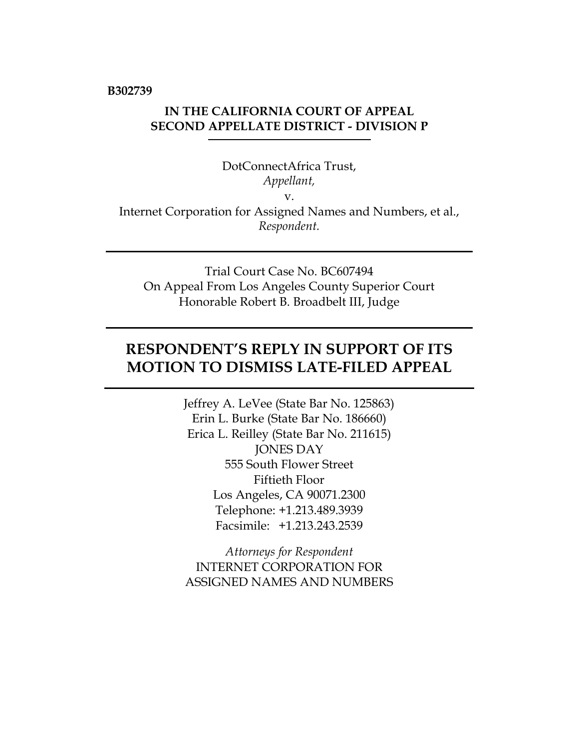**B302739**

**IN THE CALIFORNIA COURT OF APPEAL**
**SECOND APPELLATE DISTRICT - DIVISION P**

DotConnectAfrica Trust,
*Appellant,*
v.
Internet Corporation for Assigned Names and Numbers, et al.,
*Respondent.*

---

Trial Court Case No. BC607494
On Appeal From Los Angeles County Superior Court
Honorable Robert B. Broadbelt III, Judge

---

# RESPONDENT'S REPLY IN SUPPORT OF ITS MOTION TO DISMISS LATE-FILED APPEAL

---

Jeffrey A. LeVee (State Bar No. 125863)
Erin L. Burke (State Bar No. 186660)
Erica L. Reilley (State Bar No. 211615)
JONES DAY
555 South Flower Street
Fiftieth Floor
Los Angeles, CA 90071.2300
Telephone: +1.213.489.3939
Facsimile: +1.213.243.2539

*Attorneys for Respondent*
INTERNET CORPORATION FOR
ASSIGNED NAMES AND NUMBERS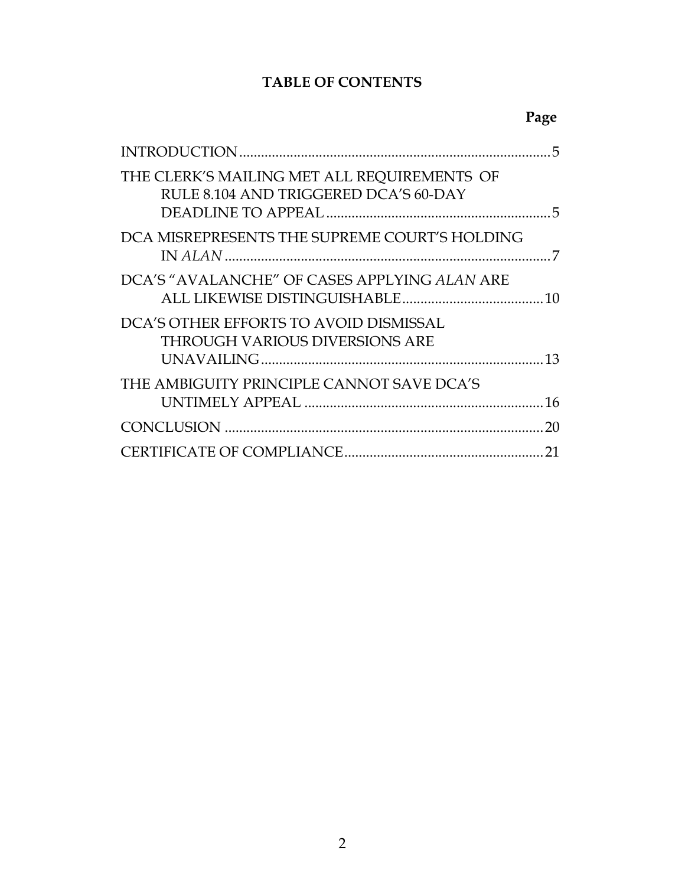# TABLE OF CONTENTS

| | Page |
|---|---|
| INTRODUCTION | 5 |
| THE CLERK'S MAILING MET ALL REQUIREMENTS OF RULE 8.104 AND TRIGGERED DCA'S 60-DAY DEADLINE TO APPEAL | 5 |
| DCA MISREPRESENTS THE SUPREME COURT'S HOLDING IN *ALAN* | 7 |
| DCA'S "AVALANCHE" OF CASES APPLYING *ALAN* ARE ALL LIKEWISE DISTINGUISHABLE | 10 |
| DCA'S OTHER EFFORTS TO AVOID DISMISSAL THROUGH VARIOUS DIVERSIONS ARE UNAVAILING | 13 |
| THE AMBIGUITY PRINCIPLE CANNOT SAVE DCA'S UNTIMELY APPEAL | 16 |
| CONCLUSION | 20 |
| CERTIFICATE OF COMPLIANCE | 21 |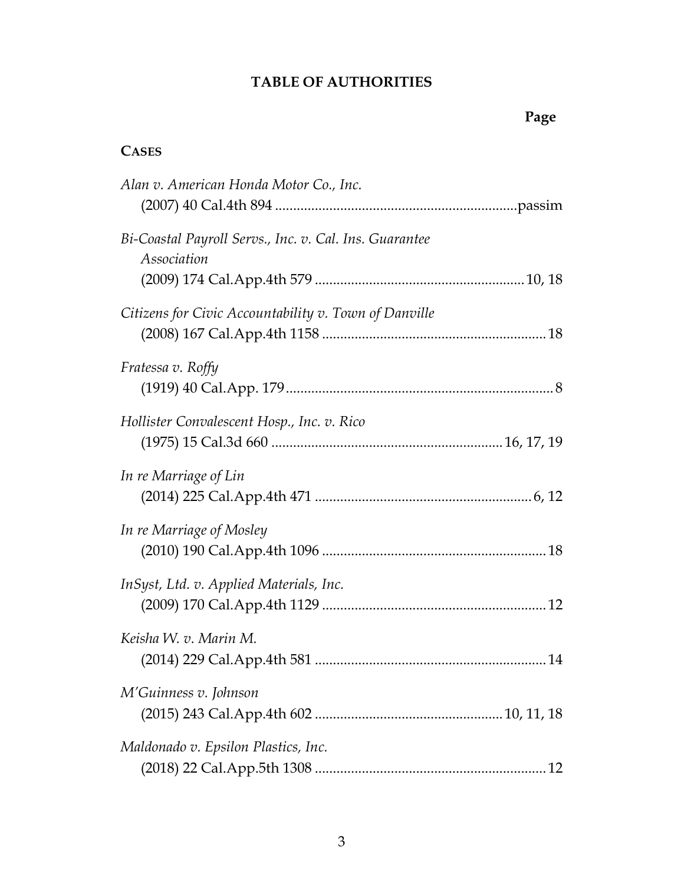# TABLE OF AUTHORITIES

**Page**

**CASES**

*Alan v. American Honda Motor Co., Inc.*
(2007) 40 Cal.4th 894 .................................................................passim

*Bi-Coastal Payroll Servs., Inc. v. Cal. Ins. Guarantee Association*
(2009) 174 Cal.App.4th 579 ......................................................10, 18

*Citizens for Civic Accountability v. Town of Danville*
(2008) 167 Cal.App.4th 1158 ..........................................................18

*Fratessa v. Roffy*
(1919) 40 Cal.App. 179.....................................................................8

*Hollister Convalescent Hosp., Inc. v. Rico*
(1975) 15 Cal.3d 660 ..................................................16, 17, 19

*In re Marriage of Lin*
(2014) 225 Cal.App.4th 471 .......................................................6, 12

*In re Marriage of Mosley*
(2010) 190 Cal.App.4th 1096 ..........................................................18

*InSyst, Ltd. v. Applied Materials, Inc.*
(2009) 170 Cal.App.4th 1129 ..........................................................12

*Keisha W. v. Marin M.*
(2014) 229 Cal.App.4th 581 ............................................................14

*M'Guinness v. Johnson*
(2015) 243 Cal.App.4th 602 ...............................................10, 11, 18

*Maldonado v. Epsilon Plastics, Inc.*
(2018) 22 Cal.App.5th 1308 ............................................................12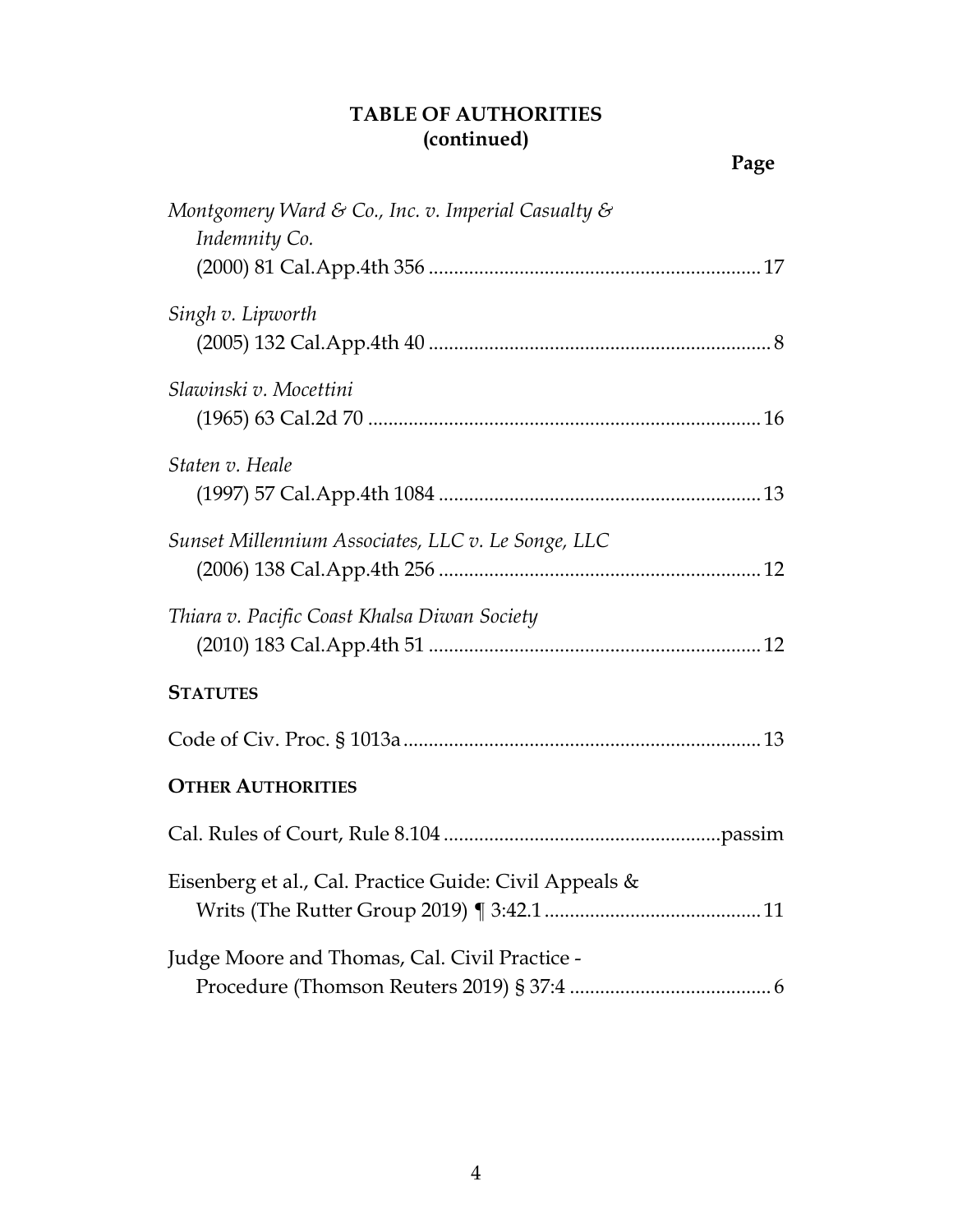**TABLE OF AUTHORITIES**
**(continued)**

**Page**

*Montgomery Ward & Co., Inc. v. Imperial Casualty & Indemnity Co.*
(2000) 81 Cal.App.4th 356 .................................................................. 17

*Singh v. Lipworth*
(2005) 132 Cal.App.4th 40 .................................................................... 8

*Slawinski v. Mocettini*
(1965) 63 Cal.2d 70 ............................................................................. 16

*Staten v. Heale*
(1997) 57 Cal.App.4th 1084 ................................................................ 13

*Sunset Millennium Associates, LLC v. Le Songe, LLC*
(2006) 138 Cal.App.4th 256 ................................................................ 12

*Thiara v. Pacific Coast Khalsa Diwan Society*
(2010) 183 Cal.App.4th 51 .................................................................. 12

**STATUTES**

Code of Civ. Proc. § 1013a ...................................................................... 13

**OTHER AUTHORITIES**

Cal. Rules of Court, Rule 8.104 .......................................................passim

Eisenberg et al., Cal. Practice Guide: Civil Appeals & Writs (The Rutter Group 2019) ¶ 3:42.1 ........................................... 11

Judge Moore and Thomas, Cal. Civil Practice - Procedure (Thomson Reuters 2019) § 37:4 ........................................ 6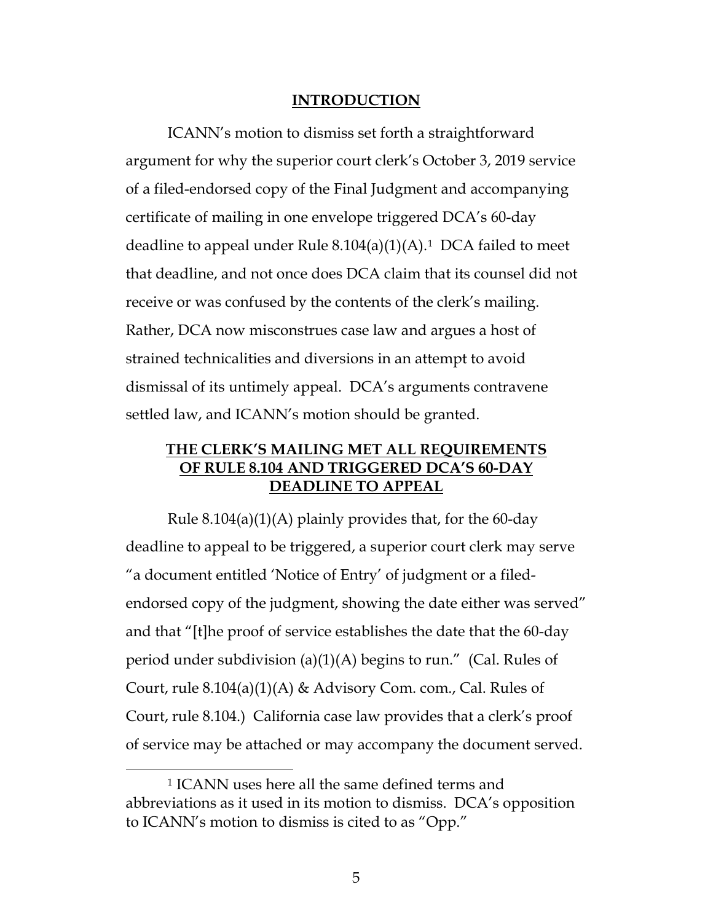## INTRODUCTION

ICANN's motion to dismiss set forth a straightforward argument for why the superior court clerk's October 3, 2019 service of a filed-endorsed copy of the Final Judgment and accompanying certificate of mailing in one envelope triggered DCA's 60-day deadline to appeal under Rule 8.104(a)(1)(A).[1] DCA failed to meet that deadline, and not once does DCA claim that its counsel did not receive or was confused by the contents of the clerk's mailing. Rather, DCA now misconstrues case law and argues a host of strained technicalities and diversions in an attempt to avoid dismissal of its untimely appeal. DCA's arguments contravene settled law, and ICANN's motion should be granted.

## THE CLERK'S MAILING MET ALL REQUIREMENTS OF RULE 8.104 AND TRIGGERED DCA'S 60-DAY DEADLINE TO APPEAL

Rule 8.104(a)(1)(A) plainly provides that, for the 60-day deadline to appeal to be triggered, a superior court clerk may serve "a document entitled 'Notice of Entry' of judgment or a filed-endorsed copy of the judgment, showing the date either was served" and that "[t]he proof of service establishes the date that the 60-day period under subdivision (a)(1)(A) begins to run." (Cal. Rules of Court, rule 8.104(a)(1)(A) & Advisory Com. com., Cal. Rules of Court, rule 8.104.) California case law provides that a clerk's proof of service may be attached or may accompany the document served.

---

[1] ICANN uses here all the same defined terms and abbreviations as it used in its motion to dismiss. DCA's opposition to ICANN's motion to dismiss is cited to as "Opp."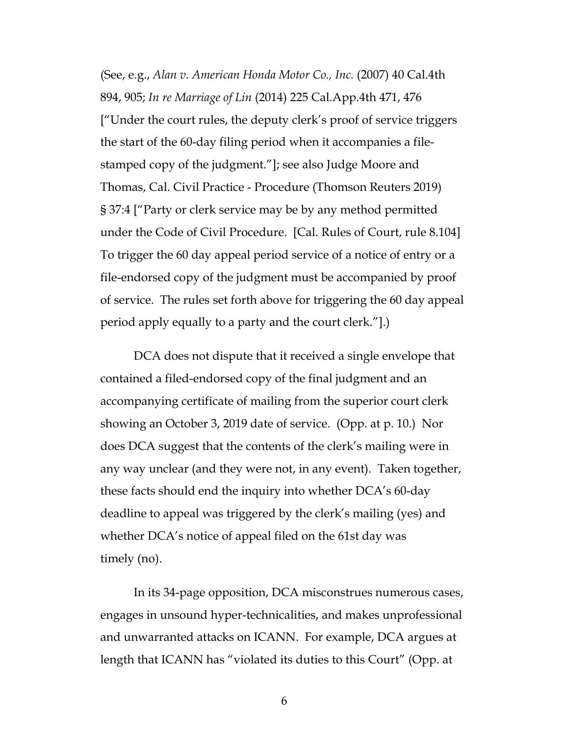(See, e.g., *Alan v. American Honda Motor Co., Inc.* (2007) 40 Cal.4th 894, 905; *In re Marriage of Lin* (2014) 225 Cal.App.4th 471, 476 ["Under the court rules, the deputy clerk's proof of service triggers the start of the 60-day filing period when it accompanies a file-stamped copy of the judgment."]; see also Judge Moore and Thomas, Cal. Civil Practice - Procedure (Thomson Reuters 2019) § 37:4 ["Party or clerk service may be by any method permitted under the Code of Civil Procedure. [Cal. Rules of Court, rule 8.104] To trigger the 60 day appeal period service of a notice of entry or a file-endorsed copy of the judgment must be accompanied by proof of service. The rules set forth above for triggering the 60 day appeal period apply equally to a party and the court clerk."].)

DCA does not dispute that it received a single envelope that contained a filed-endorsed copy of the final judgment and an accompanying certificate of mailing from the superior court clerk showing an October 3, 2019 date of service. (Opp. at p. 10.) Nor does DCA suggest that the contents of the clerk's mailing were in any way unclear (and they were not, in any event). Taken together, these facts should end the inquiry into whether DCA's 60-day deadline to appeal was triggered by the clerk's mailing (yes) and whether DCA's notice of appeal filed on the 61st day was timely (no).

In its 34-page opposition, DCA misconstrues numerous cases, engages in unsound hyper-technicalities, and makes unprofessional and unwarranted attacks on ICANN. For example, DCA argues at length that ICANN has "violated its duties to this Court" (Opp. at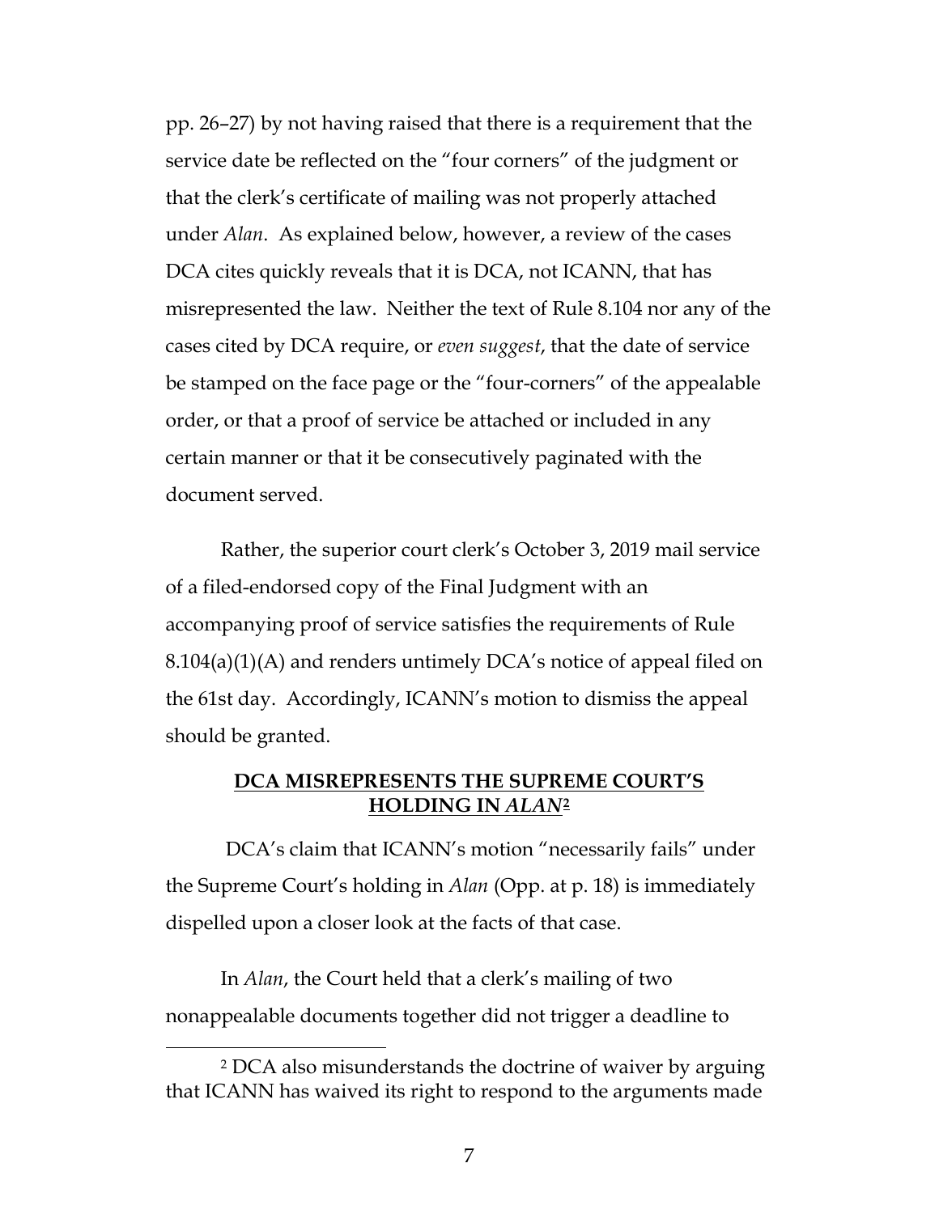pp. 26–27) by not having raised that there is a requirement that the service date be reflected on the "four corners" of the judgment or that the clerk's certificate of mailing was not properly attached under *Alan*. As explained below, however, a review of the cases DCA cites quickly reveals that it is DCA, not ICANN, that has misrepresented the law. Neither the text of Rule 8.104 nor any of the cases cited by DCA require, or *even suggest*, that the date of service be stamped on the face page or the "four-corners" of the appealable order, or that a proof of service be attached or included in any certain manner or that it be consecutively paginated with the document served.

Rather, the superior court clerk's October 3, 2019 mail service of a filed-endorsed copy of the Final Judgment with an accompanying proof of service satisfies the requirements of Rule 8.104(a)(1)(A) and renders untimely DCA's notice of appeal filed on the 61st day. Accordingly, ICANN's motion to dismiss the appeal should be granted.

## <u>DCA MISREPRESENTS THE SUPREME COURT'S HOLDING IN *ALAN*[2]</u>

DCA's claim that ICANN's motion "necessarily fails" under the Supreme Court's holding in *Alan* (Opp. at p. 18) is immediately dispelled upon a closer look at the facts of that case.

In *Alan*, the Court held that a clerk's mailing of two nonappealable documents together did not trigger a deadline to

---

[2] DCA also misunderstands the doctrine of waiver by arguing that ICANN has waived its right to respond to the arguments made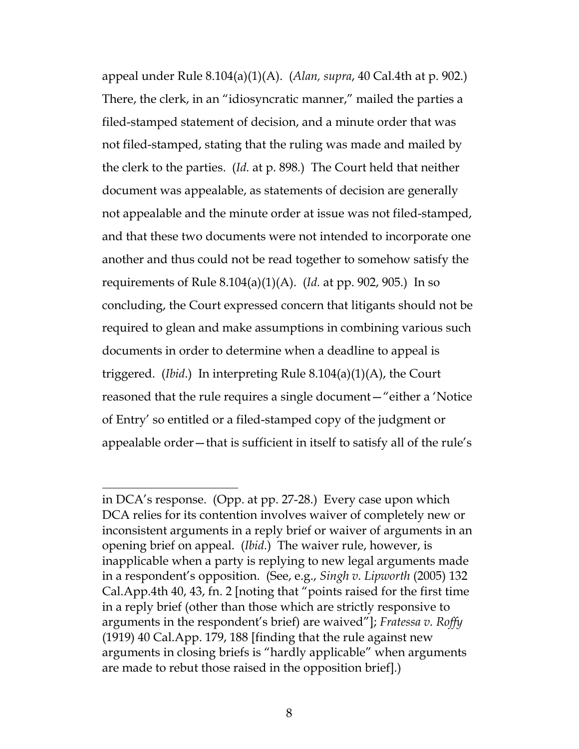appeal under Rule 8.104(a)(1)(A). (*Alan, supra*, 40 Cal.4th at p. 902.) There, the clerk, in an "idiosyncratic manner," mailed the parties a filed-stamped statement of decision, and a minute order that was not filed-stamped, stating that the ruling was made and mailed by the clerk to the parties. (*Id.* at p. 898.) The Court held that neither document was appealable, as statements of decision are generally not appealable and the minute order at issue was not filed-stamped, and that these two documents were not intended to incorporate one another and thus could not be read together to somehow satisfy the requirements of Rule 8.104(a)(1)(A). (*Id.* at pp. 902, 905.) In so concluding, the Court expressed concern that litigants should not be required to glean and make assumptions in combining various such documents in order to determine when a deadline to appeal is triggered. (*Ibid*.) In interpreting Rule 8.104(a)(1)(A), the Court reasoned that the rule requires a single document—"either a 'Notice of Entry' so entitled or a filed-stamped copy of the judgment or appealable order—that is sufficient in itself to satisfy all of the rule's

---

in DCA's response. (Opp. at pp. 27-28.) Every case upon which DCA relies for its contention involves waiver of completely new or inconsistent arguments in a reply brief or waiver of arguments in an opening brief on appeal. (*Ibid.*) The waiver rule, however, is inapplicable when a party is replying to new legal arguments made in a respondent's opposition. (See, e.g., *Singh v. Lipworth* (2005) 132 Cal.App.4th 40, 43, fn. 2 [noting that "points raised for the first time in a reply brief (other than those which are strictly responsive to arguments in the respondent's brief) are waived"]; *Fratessa v. Roffy* (1919) 40 Cal.App. 179, 188 [finding that the rule against new arguments in closing briefs is "hardly applicable" when arguments are made to rebut those raised in the opposition brief].)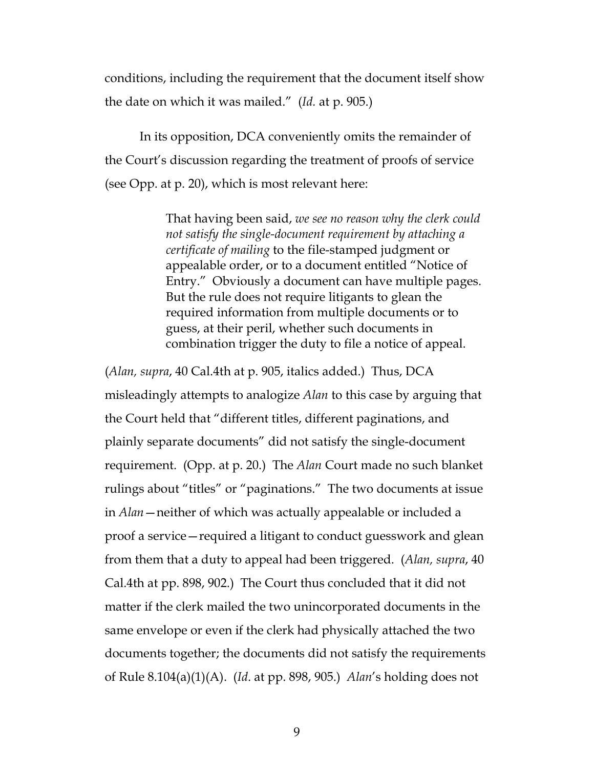conditions, including the requirement that the document itself show the date on which it was mailed." (*Id.* at p. 905.)

In its opposition, DCA conveniently omits the remainder of the Court's discussion regarding the treatment of proofs of service (see Opp. at p. 20), which is most relevant here:

> That having been said, *we see no reason why the clerk could not satisfy the single-document requirement by attaching a certificate of mailing* to the file-stamped judgment or appealable order, or to a document entitled "Notice of Entry." Obviously a document can have multiple pages. But the rule does not require litigants to glean the required information from multiple documents or to guess, at their peril, whether such documents in combination trigger the duty to file a notice of appeal.

(*Alan, supra*, 40 Cal.4th at p. 905, italics added.) Thus, DCA misleadingly attempts to analogize *Alan* to this case by arguing that the Court held that "different titles, different paginations, and plainly separate documents" did not satisfy the single-document requirement. (Opp. at p. 20.) The *Alan* Court made no such blanket rulings about "titles" or "paginations." The two documents at issue in *Alan*—neither of which was actually appealable or included a proof a service—required a litigant to conduct guesswork and glean from them that a duty to appeal had been triggered. (*Alan, supra*, 40 Cal.4th at pp. 898, 902.) The Court thus concluded that it did not matter if the clerk mailed the two unincorporated documents in the same envelope or even if the clerk had physically attached the two documents together; the documents did not satisfy the requirements of Rule 8.104(a)(1)(A). (*Id*. at pp. 898, 905.) *Alan*'s holding does not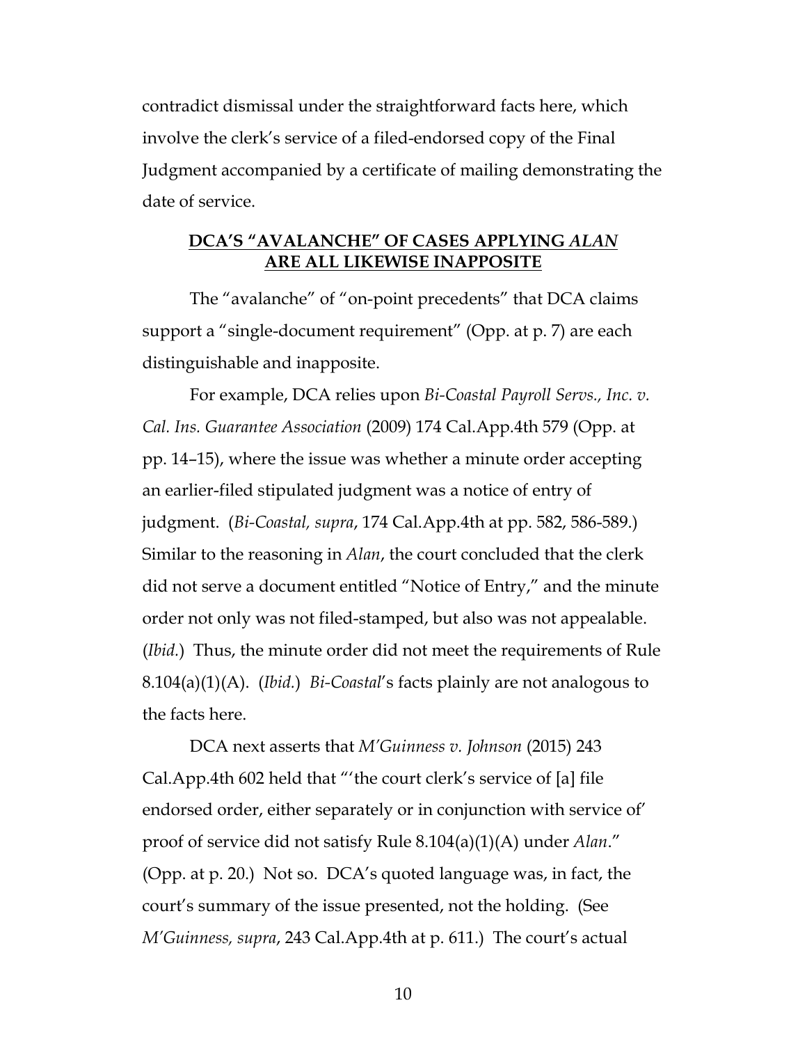contradict dismissal under the straightforward facts here, which involve the clerk's service of a filed-endorsed copy of the Final Judgment accompanied by a certificate of mailing demonstrating the date of service.

## **DCA'S "AVALANCHE" OF CASES APPLYING *ALAN* ARE ALL LIKEWISE INAPPOSITE**

The "avalanche" of "on-point precedents" that DCA claims support a "single-document requirement" (Opp. at p. 7) are each distinguishable and inapposite.

For example, DCA relies upon *Bi-Coastal Payroll Servs., Inc. v. Cal. Ins. Guarantee Association* (2009) 174 Cal.App.4th 579 (Opp. at pp. 14–15), where the issue was whether a minute order accepting an earlier-filed stipulated judgment was a notice of entry of judgment. (*Bi-Coastal, supra*, 174 Cal.App.4th at pp. 582, 586-589.) Similar to the reasoning in *Alan*, the court concluded that the clerk did not serve a document entitled "Notice of Entry," and the minute order not only was not filed-stamped, but also was not appealable. (*Ibid.*) Thus, the minute order did not meet the requirements of Rule 8.104(a)(1)(A). (*Ibid.*) *Bi-Coastal*'s facts plainly are not analogous to the facts here.

DCA next asserts that *M'Guinness v. Johnson* (2015) 243 Cal.App.4th 602 held that "'the court clerk's service of [a] file endorsed order, either separately or in conjunction with service of' proof of service did not satisfy Rule 8.104(a)(1)(A) under *Alan*." (Opp. at p. 20.) Not so. DCA's quoted language was, in fact, the court's summary of the issue presented, not the holding. (See *M'Guinness, supra*, 243 Cal.App.4th at p. 611.) The court's actual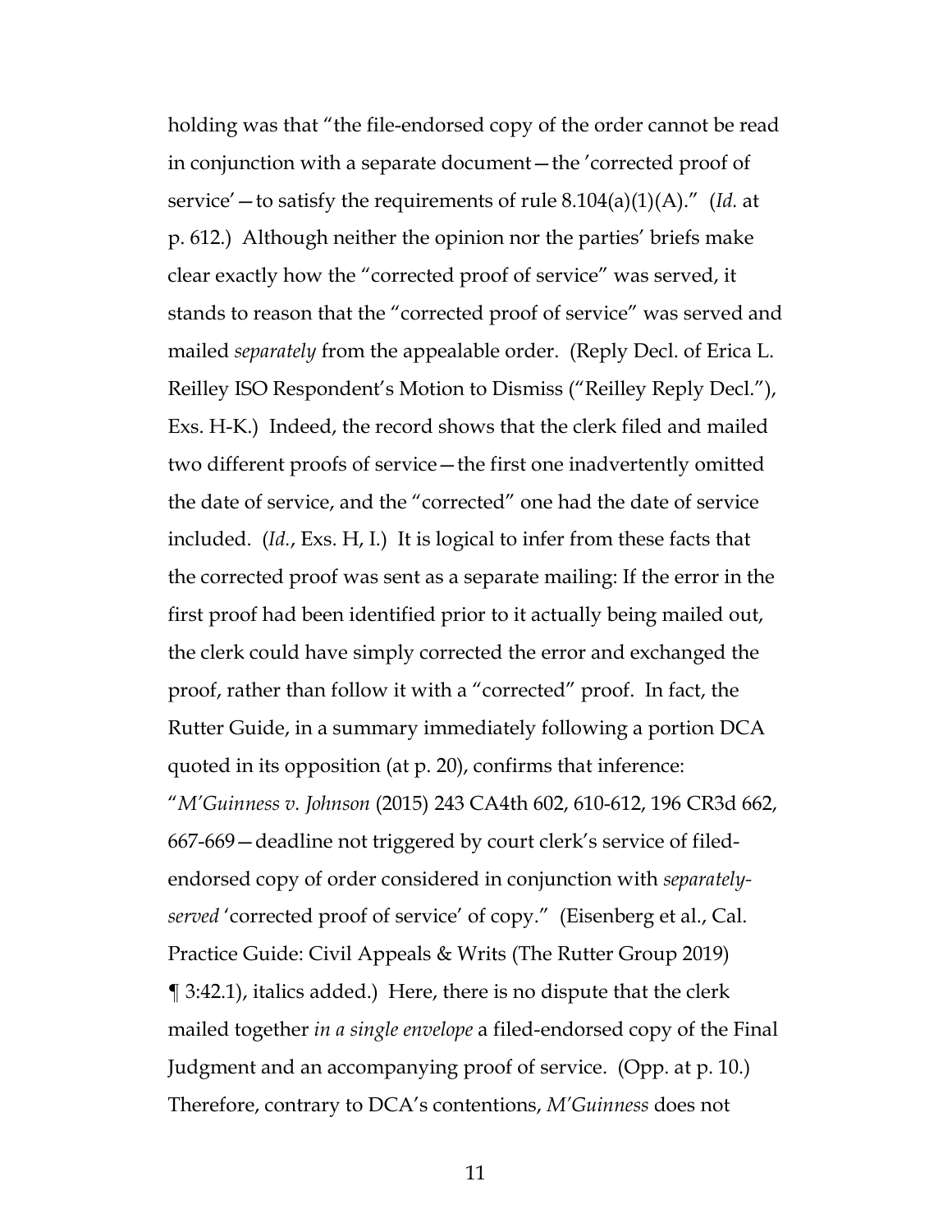holding was that "the file-endorsed copy of the order cannot be read in conjunction with a separate document—the 'corrected proof of service'—to satisfy the requirements of rule 8.104(a)(1)(A)." (*Id.* at p. 612.) Although neither the opinion nor the parties' briefs make clear exactly how the "corrected proof of service" was served, it stands to reason that the "corrected proof of service" was served and mailed *separately* from the appealable order. (Reply Decl. of Erica L. Reilley ISO Respondent's Motion to Dismiss ("Reilley Reply Decl."), Exs. H-K.) Indeed, the record shows that the clerk filed and mailed two different proofs of service—the first one inadvertently omitted the date of service, and the "corrected" one had the date of service included. (*Id.*, Exs. H, I.) It is logical to infer from these facts that the corrected proof was sent as a separate mailing: If the error in the first proof had been identified prior to it actually being mailed out, the clerk could have simply corrected the error and exchanged the proof, rather than follow it with a "corrected" proof. In fact, the Rutter Guide, in a summary immediately following a portion DCA quoted in its opposition (at p. 20), confirms that inference: "*M'Guinness v. Johnson* (2015) 243 CA4th 602, 610-612, 196 CR3d 662, 667-669—deadline not triggered by court clerk's service of filed-endorsed copy of order considered in conjunction with *separately-served* 'corrected proof of service' of copy." (Eisenberg et al., Cal. Practice Guide: Civil Appeals & Writs (The Rutter Group 2019) ¶ 3:42.1), italics added.) Here, there is no dispute that the clerk mailed together *in a single envelope* a filed-endorsed copy of the Final Judgment and an accompanying proof of service. (Opp. at p. 10.) Therefore, contrary to DCA's contentions, *M'Guinness* does not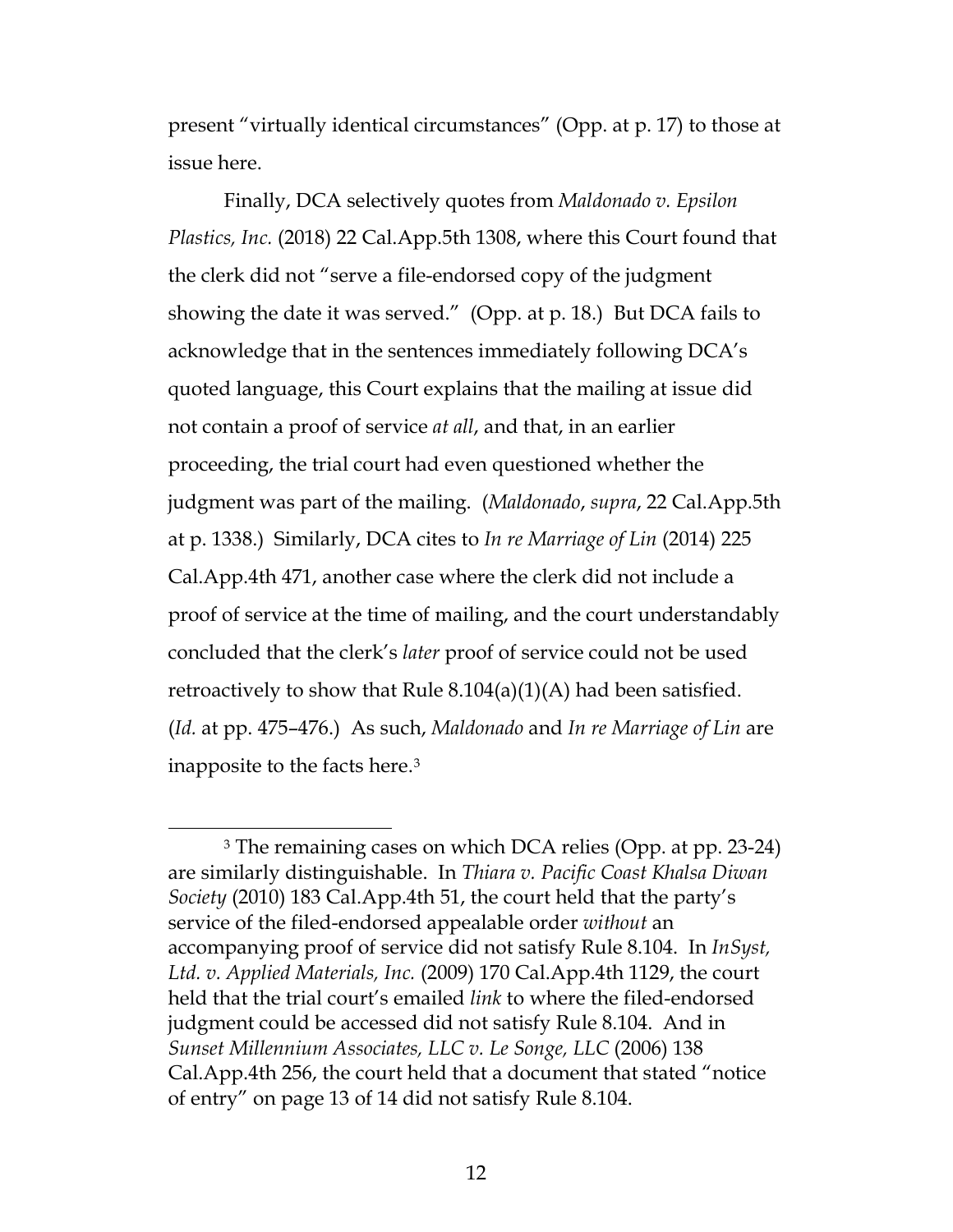present "virtually identical circumstances" (Opp. at p. 17) to those at issue here.

Finally, DCA selectively quotes from *Maldonado v. Epsilon Plastics, Inc.* (2018) 22 Cal.App.5th 1308, where this Court found that the clerk did not "serve a file-endorsed copy of the judgment showing the date it was served." (Opp. at p. 18.) But DCA fails to acknowledge that in the sentences immediately following DCA's quoted language, this Court explains that the mailing at issue did not contain a proof of service *at all*, and that, in an earlier proceeding, the trial court had even questioned whether the judgment was part of the mailing. (*Maldonado*, *supra*, 22 Cal.App.5th at p. 1338.) Similarly, DCA cites to *In re Marriage of Lin* (2014) 225 Cal.App.4th 471, another case where the clerk did not include a proof of service at the time of mailing, and the court understandably concluded that the clerk's *later* proof of service could not be used retroactively to show that Rule 8.104(a)(1)(A) had been satisfied. (*Id.* at pp. 475–476.) As such, *Maldonado* and *In re Marriage of Lin* are inapposite to the facts here.[3]

---

[3] The remaining cases on which DCA relies (Opp. at pp. 23-24) are similarly distinguishable. In *Thiara v. Pacific Coast Khalsa Diwan Society* (2010) 183 Cal.App.4th 51, the court held that the party's service of the filed-endorsed appealable order *without* an accompanying proof of service did not satisfy Rule 8.104. In *InSyst, Ltd. v. Applied Materials, Inc.* (2009) 170 Cal.App.4th 1129, the court held that the trial court's emailed *link* to where the filed-endorsed judgment could be accessed did not satisfy Rule 8.104. And in *Sunset Millennium Associates, LLC v. Le Songe, LLC* (2006) 138 Cal.App.4th 256, the court held that a document that stated "notice of entry" on page 13 of 14 did not satisfy Rule 8.104.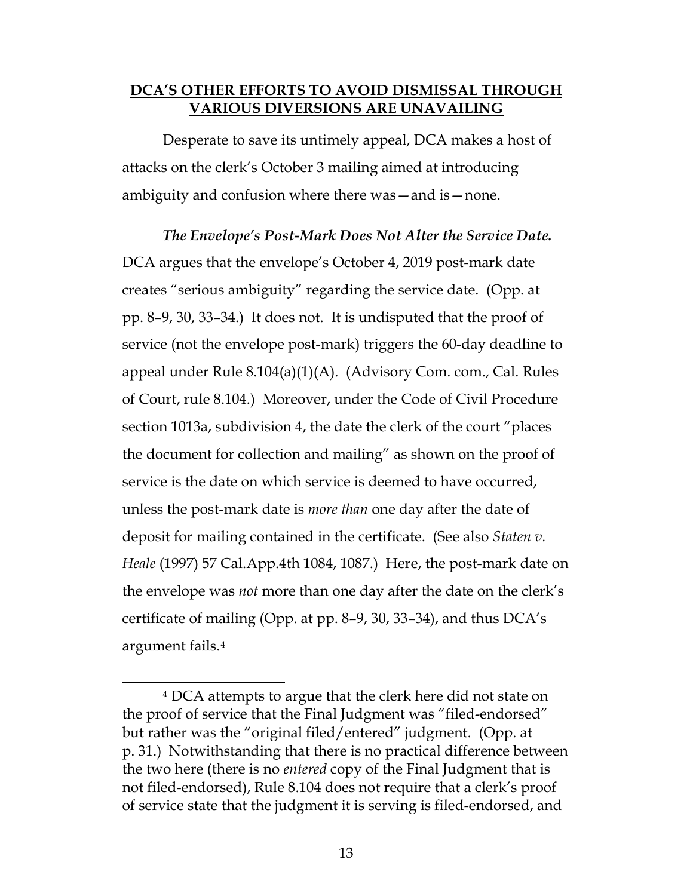**DCA'S OTHER EFFORTS TO AVOID DISMISSAL THROUGH VARIOUS DIVERSIONS ARE UNAVAILING**

Desperate to save its untimely appeal, DCA makes a host of attacks on the clerk's October 3 mailing aimed at introducing ambiguity and confusion where there was—and is—none.

***The Envelope's Post-Mark Does Not Alter the Service Date.*** DCA argues that the envelope's October 4, 2019 post-mark date creates "serious ambiguity" regarding the service date. (Opp. at pp. 8–9, 30, 33–34.) It does not. It is undisputed that the proof of service (not the envelope post-mark) triggers the 60-day deadline to appeal under Rule 8.104(a)(1)(A). (Advisory Com. com., Cal. Rules of Court, rule 8.104.) Moreover, under the Code of Civil Procedure section 1013a, subdivision 4, the date the clerk of the court "places the document for collection and mailing" as shown on the proof of service is the date on which service is deemed to have occurred, unless the post-mark date is *more than* one day after the date of deposit for mailing contained in the certificate. (See also *Staten v. Heale* (1997) 57 Cal.App.4th 1084, 1087.) Here, the post-mark date on the envelope was *not* more than one day after the date on the clerk's certificate of mailing (Opp. at pp. 8–9, 30, 33–34), and thus DCA's argument fails.[4]

[4] DCA attempts to argue that the clerk here did not state on the proof of service that the Final Judgment was "filed-endorsed" but rather was the "original filed/entered" judgment. (Opp. at p. 31.) Notwithstanding that there is no practical difference between the two here (there is no *entered* copy of the Final Judgment that is not filed-endorsed), Rule 8.104 does not require that a clerk's proof of service state that the judgment it is serving is filed-endorsed, and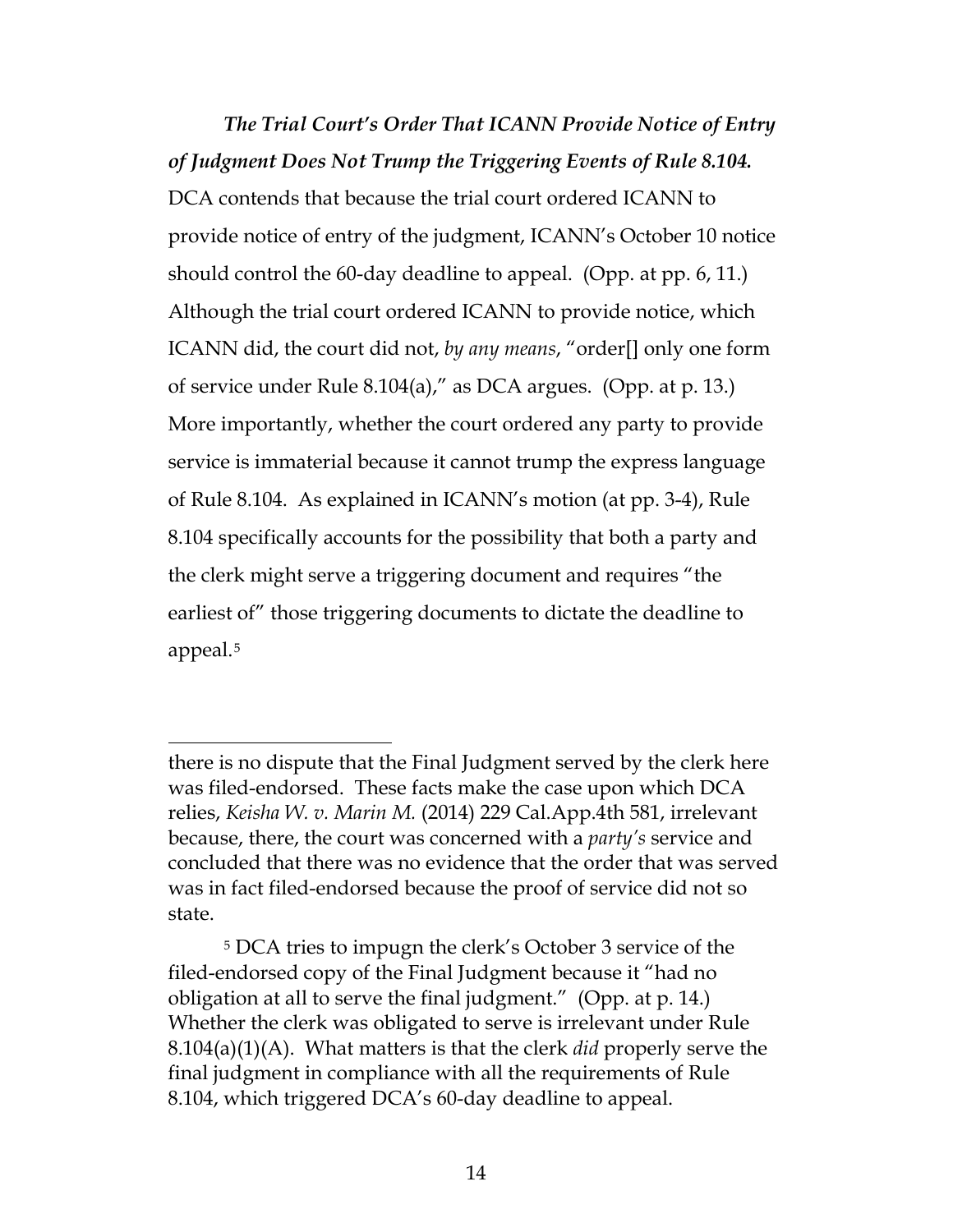***The Trial Court's Order That ICANN Provide Notice of Entry of Judgment Does Not Trump the Triggering Events of Rule 8.104.*** DCA contends that because the trial court ordered ICANN to provide notice of entry of the judgment, ICANN's October 10 notice should control the 60-day deadline to appeal. (Opp. at pp. 6, 11.) Although the trial court ordered ICANN to provide notice, which ICANN did, the court did not, *by any means*, "order[] only one form of service under Rule 8.104(a)," as DCA argues. (Opp. at p. 13.) More importantly, whether the court ordered any party to provide service is immaterial because it cannot trump the express language of Rule 8.104. As explained in ICANN's motion (at pp. 3-4), Rule 8.104 specifically accounts for the possibility that both a party and the clerk might serve a triggering document and requires "the earliest of" those triggering documents to dictate the deadline to appeal.[5]

---

there is no dispute that the Final Judgment served by the clerk here was filed-endorsed. These facts make the case upon which DCA relies, *Keisha W. v. Marin M.* (2014) 229 Cal.App.4th 581, irrelevant because, there, the court was concerned with a *party's* service and concluded that there was no evidence that the order that was served was in fact filed-endorsed because the proof of service did not so state.

[5] DCA tries to impugn the clerk's October 3 service of the filed-endorsed copy of the Final Judgment because it "had no obligation at all to serve the final judgment." (Opp. at p. 14.) Whether the clerk was obligated to serve is irrelevant under Rule 8.104(a)(1)(A). What matters is that the clerk *did* properly serve the final judgment in compliance with all the requirements of Rule 8.104, which triggered DCA's 60-day deadline to appeal.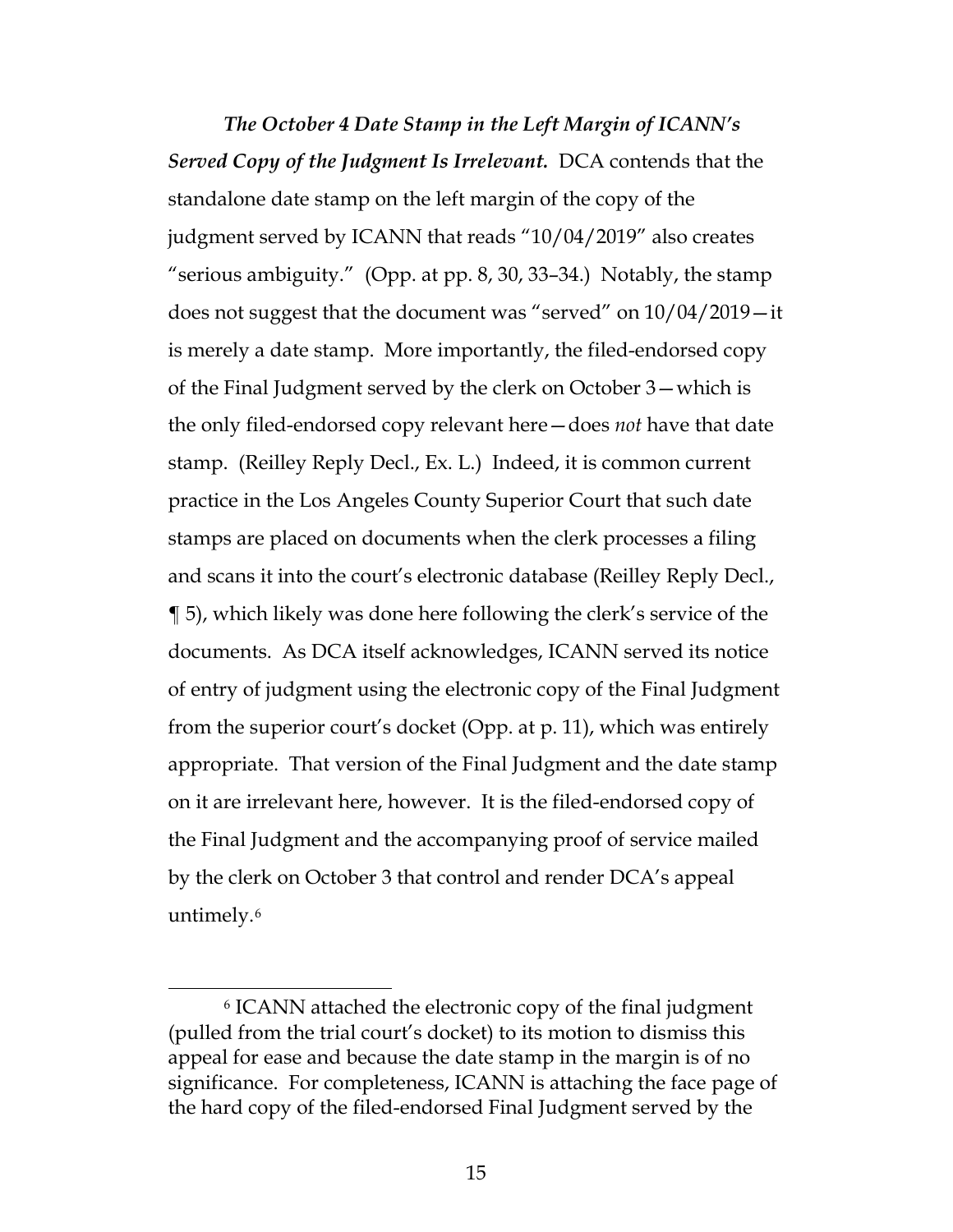***The October 4 Date Stamp in the Left Margin of ICANN's Served Copy of the Judgment Is Irrelevant.*** DCA contends that the standalone date stamp on the left margin of the copy of the judgment served by ICANN that reads "10/04/2019" also creates "serious ambiguity." (Opp. at pp. 8, 30, 33–34.) Notably, the stamp does not suggest that the document was "served" on 10/04/2019—it is merely a date stamp. More importantly, the filed-endorsed copy of the Final Judgment served by the clerk on October 3—which is the only filed-endorsed copy relevant here—does *not* have that date stamp. (Reilley Reply Decl., Ex. L.) Indeed, it is common current practice in the Los Angeles County Superior Court that such date stamps are placed on documents when the clerk processes a filing and scans it into the court's electronic database (Reilley Reply Decl., ¶ 5), which likely was done here following the clerk's service of the documents. As DCA itself acknowledges, ICANN served its notice of entry of judgment using the electronic copy of the Final Judgment from the superior court's docket (Opp. at p. 11), which was entirely appropriate. That version of the Final Judgment and the date stamp on it are irrelevant here, however. It is the filed-endorsed copy of the Final Judgment and the accompanying proof of service mailed by the clerk on October 3 that control and render DCA's appeal untimely.[6]

---

[6] ICANN attached the electronic copy of the final judgment (pulled from the trial court's docket) to its motion to dismiss this appeal for ease and because the date stamp in the margin is of no significance. For completeness, ICANN is attaching the face page of the hard copy of the filed-endorsed Final Judgment served by the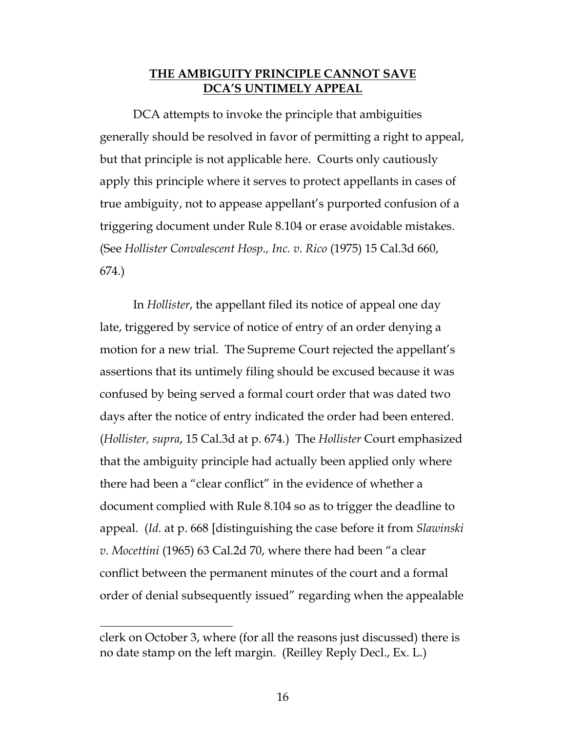## THE AMBIGUITY PRINCIPLE CANNOT SAVE DCA'S UNTIMELY APPEAL

DCA attempts to invoke the principle that ambiguities generally should be resolved in favor of permitting a right to appeal, but that principle is not applicable here. Courts only cautiously apply this principle where it serves to protect appellants in cases of true ambiguity, not to appease appellant's purported confusion of a triggering document under Rule 8.104 or erase avoidable mistakes. (See *Hollister Convalescent Hosp., Inc. v. Rico* (1975) 15 Cal.3d 660, 674.)

In *Hollister*, the appellant filed its notice of appeal one day late, triggered by service of notice of entry of an order denying a motion for a new trial. The Supreme Court rejected the appellant's assertions that its untimely filing should be excused because it was confused by being served a formal court order that was dated two days after the notice of entry indicated the order had been entered. (*Hollister, supra*, 15 Cal.3d at p. 674.) The *Hollister* Court emphasized that the ambiguity principle had actually been applied only where there had been a "clear conflict" in the evidence of whether a document complied with Rule 8.104 so as to trigger the deadline to appeal. (*Id.* at p. 668 [distinguishing the case before it from *Slawinski v. Mocettini* (1965) 63 Cal.2d 70, where there had been "a clear conflict between the permanent minutes of the court and a formal order of denial subsequently issued" regarding when the appealable

---

clerk on October 3, where (for all the reasons just discussed) there is no date stamp on the left margin. (Reilley Reply Decl., Ex. L.)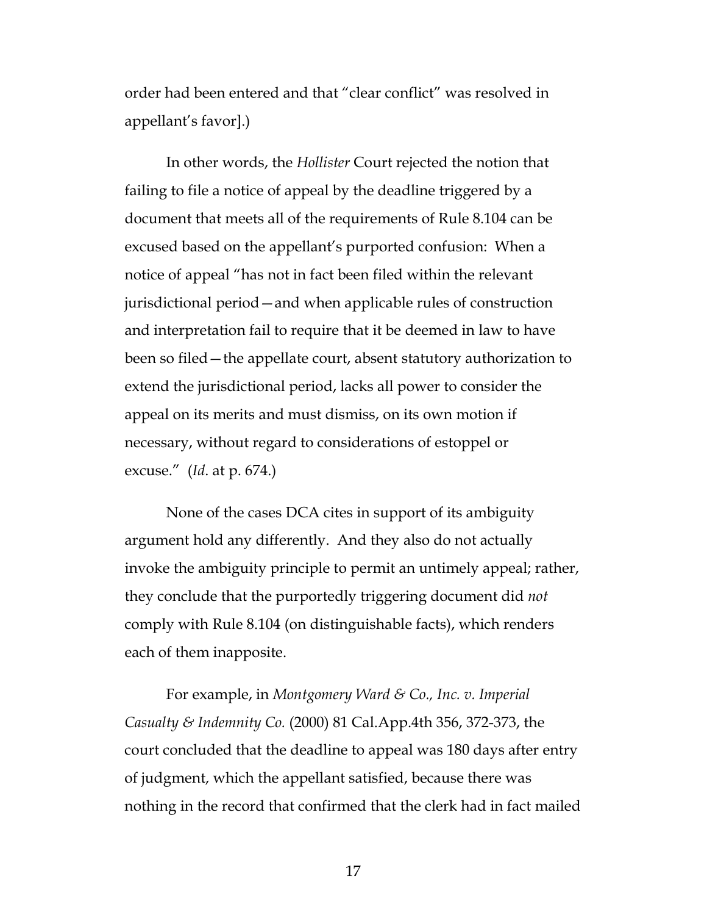order had been entered and that "clear conflict" was resolved in appellant's favor].)

In other words, the *Hollister* Court rejected the notion that failing to file a notice of appeal by the deadline triggered by a document that meets all of the requirements of Rule 8.104 can be excused based on the appellant's purported confusion: When a notice of appeal "has not in fact been filed within the relevant jurisdictional period—and when applicable rules of construction and interpretation fail to require that it be deemed in law to have been so filed—the appellate court, absent statutory authorization to extend the jurisdictional period, lacks all power to consider the appeal on its merits and must dismiss, on its own motion if necessary, without regard to considerations of estoppel or excuse." (*Id*. at p. 674.)

None of the cases DCA cites in support of its ambiguity argument hold any differently. And they also do not actually invoke the ambiguity principle to permit an untimely appeal; rather, they conclude that the purportedly triggering document did *not* comply with Rule 8.104 (on distinguishable facts), which renders each of them inapposite.

For example, in *Montgomery Ward & Co., Inc. v. Imperial Casualty & Indemnity Co.* (2000) 81 Cal.App.4th 356, 372-373, the court concluded that the deadline to appeal was 180 days after entry of judgment, which the appellant satisfied, because there was nothing in the record that confirmed that the clerk had in fact mailed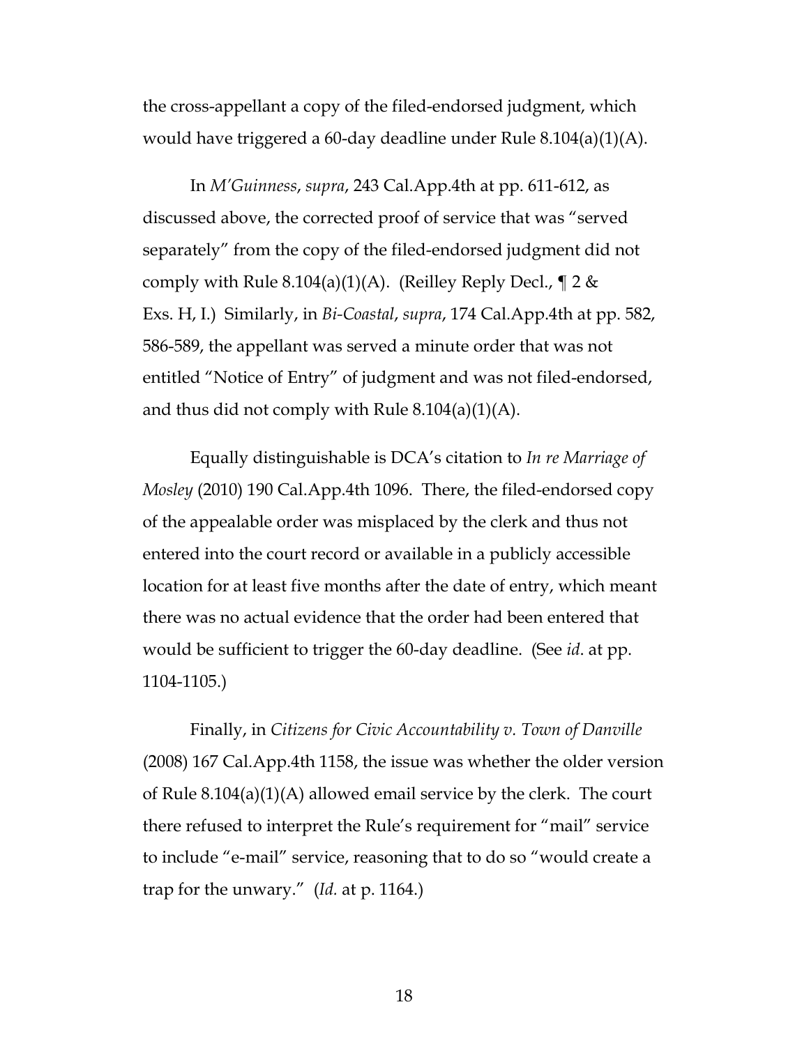the cross-appellant a copy of the filed-endorsed judgment, which would have triggered a 60-day deadline under Rule 8.104(a)(1)(A).

In *M'Guinness*, *supra*, 243 Cal.App.4th at pp. 611-612, as discussed above, the corrected proof of service that was "served separately" from the copy of the filed-endorsed judgment did not comply with Rule 8.104(a)(1)(A). (Reilley Reply Decl., ¶ 2 & Exs. H, I.) Similarly, in *Bi-Coastal*, *supra*, 174 Cal.App.4th at pp. 582, 586-589, the appellant was served a minute order that was not entitled "Notice of Entry" of judgment and was not filed-endorsed, and thus did not comply with Rule 8.104(a)(1)(A).

Equally distinguishable is DCA's citation to *In re Marriage of Mosley* (2010) 190 Cal.App.4th 1096. There, the filed-endorsed copy of the appealable order was misplaced by the clerk and thus not entered into the court record or available in a publicly accessible location for at least five months after the date of entry, which meant there was no actual evidence that the order had been entered that would be sufficient to trigger the 60-day deadline. (See *id*. at pp. 1104-1105.)

Finally, in *Citizens for Civic Accountability v. Town of Danville* (2008) 167 Cal.App.4th 1158, the issue was whether the older version of Rule 8.104(a)(1)(A) allowed email service by the clerk. The court there refused to interpret the Rule's requirement for "mail" service to include "e-mail" service, reasoning that to do so "would create a trap for the unwary." (*Id.* at p. 1164.)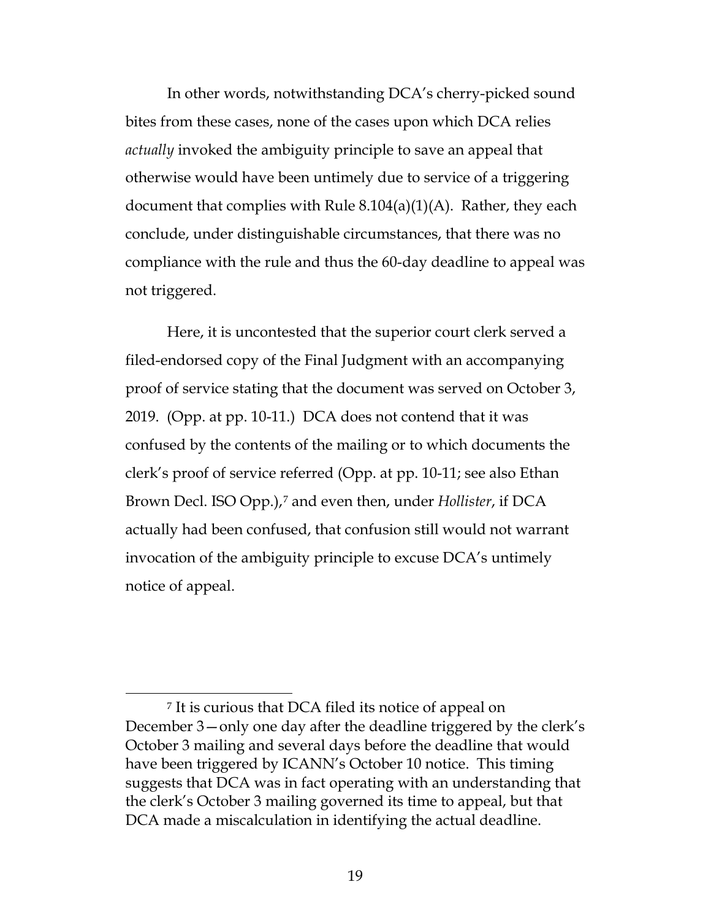In other words, notwithstanding DCA's cherry-picked sound bites from these cases, none of the cases upon which DCA relies *actually* invoked the ambiguity principle to save an appeal that otherwise would have been untimely due to service of a triggering document that complies with Rule 8.104(a)(1)(A). Rather, they each conclude, under distinguishable circumstances, that there was no compliance with the rule and thus the 60-day deadline to appeal was not triggered.

Here, it is uncontested that the superior court clerk served a filed-endorsed copy of the Final Judgment with an accompanying proof of service stating that the document was served on October 3, 2019. (Opp. at pp. 10-11.) DCA does not contend that it was confused by the contents of the mailing or to which documents the clerk's proof of service referred (Opp. at pp. 10-11; see also Ethan Brown Decl. ISO Opp.),[7] and even then, under *Hollister*, if DCA actually had been confused, that confusion still would not warrant invocation of the ambiguity principle to excuse DCA's untimely notice of appeal.

---

[7] It is curious that DCA filed its notice of appeal on December 3—only one day after the deadline triggered by the clerk's October 3 mailing and several days before the deadline that would have been triggered by ICANN's October 10 notice. This timing suggests that DCA was in fact operating with an understanding that the clerk's October 3 mailing governed its time to appeal, but that DCA made a miscalculation in identifying the actual deadline.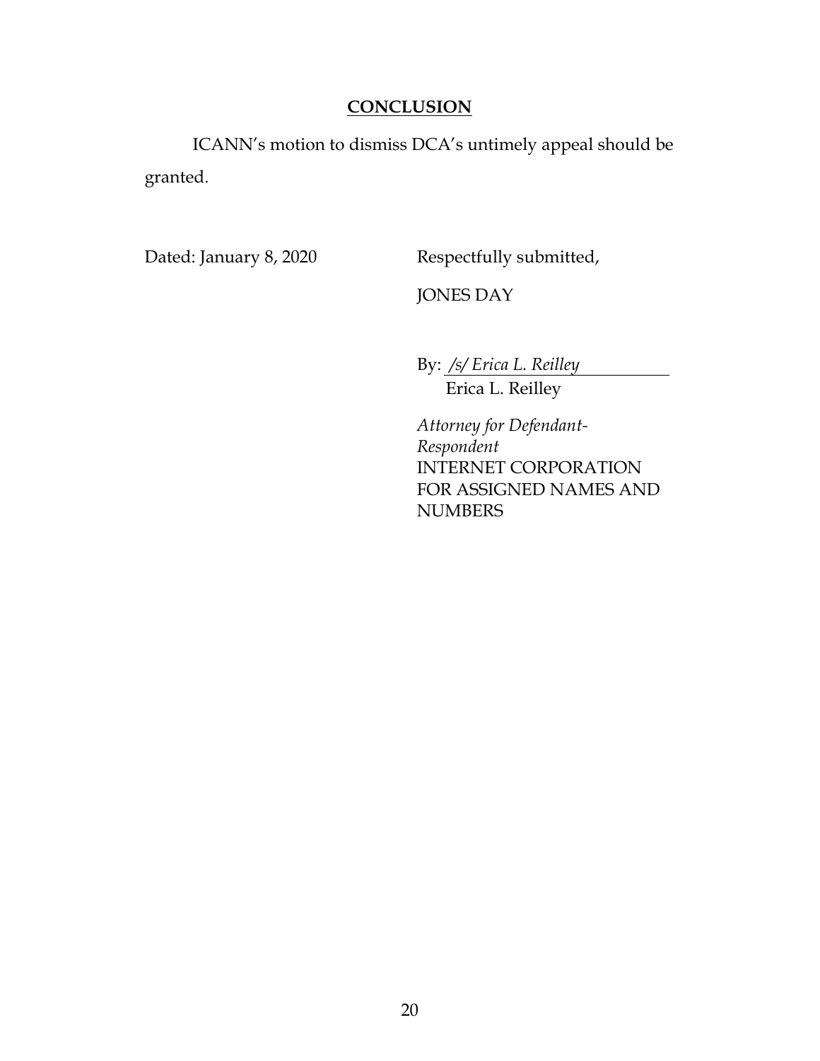## **CONCLUSION**

ICANN's motion to dismiss DCA's untimely appeal should be granted.

Dated: January 8, 2020

Respectfully submitted,

JONES DAY

By: */s/ Erica L. Reilley*
Erica L. Reilley

*Attorney for Defendant-Respondent*
INTERNET CORPORATION FOR ASSIGNED NAMES AND NUMBERS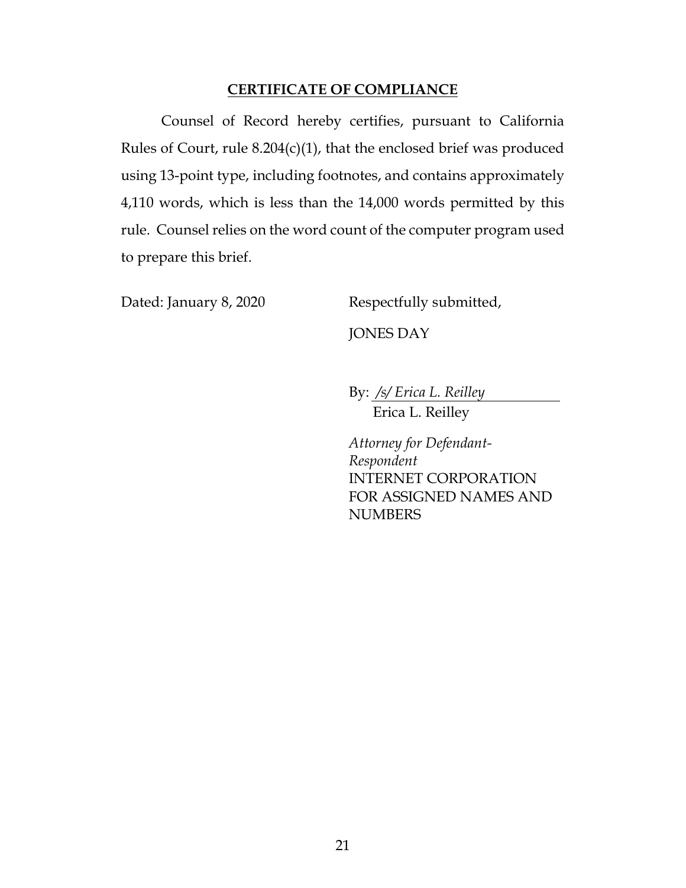## **CERTIFICATE OF COMPLIANCE**

Counsel of Record hereby certifies, pursuant to California Rules of Court, rule 8.204(c)(1), that the enclosed brief was produced using 13-point type, including footnotes, and contains approximately 4,110 words, which is less than the 14,000 words permitted by this rule. Counsel relies on the word count of the computer program used to prepare this brief.

Dated: January 8, 2020

Respectfully submitted,

JONES DAY

By: */s/ Erica L. Reilley*
Erica L. Reilley

*Attorney for Defendant-Respondent*
INTERNET CORPORATION FOR ASSIGNED NAMES AND NUMBERS